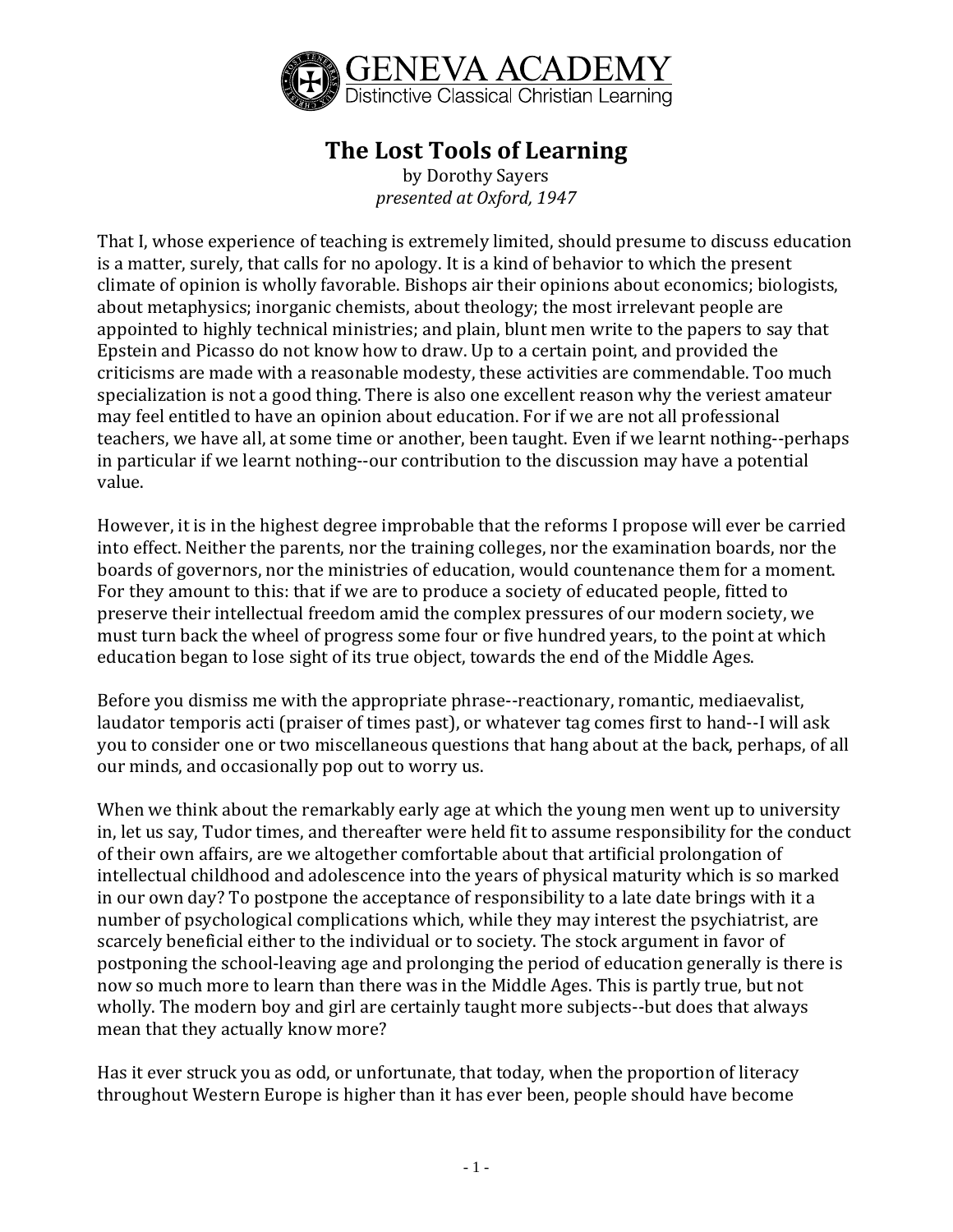GENEVA ACADEMY
Distinctive Classical Christian Learning

# The Lost Tools of Learning

by Dorothy Sayers
*presented at Oxford, 1947*

That I, whose experience of teaching is extremely limited, should presume to discuss education is a matter, surely, that calls for no apology. It is a kind of behavior to which the present climate of opinion is wholly favorable. Bishops air their opinions about economics; biologists, about metaphysics; inorganic chemists, about theology; the most irrelevant people are appointed to highly technical ministries; and plain, blunt men write to the papers to say that Epstein and Picasso do not know how to draw. Up to a certain point, and provided the criticisms are made with a reasonable modesty, these activities are commendable. Too much specialization is not a good thing. There is also one excellent reason why the veriest amateur may feel entitled to have an opinion about education. For if we are not all professional teachers, we have all, at some time or another, been taught. Even if we learnt nothing--perhaps in particular if we learnt nothing--our contribution to the discussion may have a potential value.

However, it is in the highest degree improbable that the reforms I propose will ever be carried into effect. Neither the parents, nor the training colleges, nor the examination boards, nor the boards of governors, nor the ministries of education, would countenance them for a moment. For they amount to this: that if we are to produce a society of educated people, fitted to preserve their intellectual freedom amid the complex pressures of our modern society, we must turn back the wheel of progress some four or five hundred years, to the point at which education began to lose sight of its true object, towards the end of the Middle Ages.

Before you dismiss me with the appropriate phrase--reactionary, romantic, mediaevalist, laudator temporis acti (praiser of times past), or whatever tag comes first to hand--I will ask you to consider one or two miscellaneous questions that hang about at the back, perhaps, of all our minds, and occasionally pop out to worry us.

When we think about the remarkably early age at which the young men went up to university in, let us say, Tudor times, and thereafter were held fit to assume responsibility for the conduct of their own affairs, are we altogether comfortable about that artificial prolongation of intellectual childhood and adolescence into the years of physical maturity which is so marked in our own day? To postpone the acceptance of responsibility to a late date brings with it a number of psychological complications which, while they may interest the psychiatrist, are scarcely beneficial either to the individual or to society. The stock argument in favor of postponing the school-leaving age and prolonging the period of education generally is there is now so much more to learn than there was in the Middle Ages. This is partly true, but not wholly. The modern boy and girl are certainly taught more subjects--but does that always mean that they actually know more?

Has it ever struck you as odd, or unfortunate, that today, when the proportion of literacy throughout Western Europe is higher than it has ever been, people should have become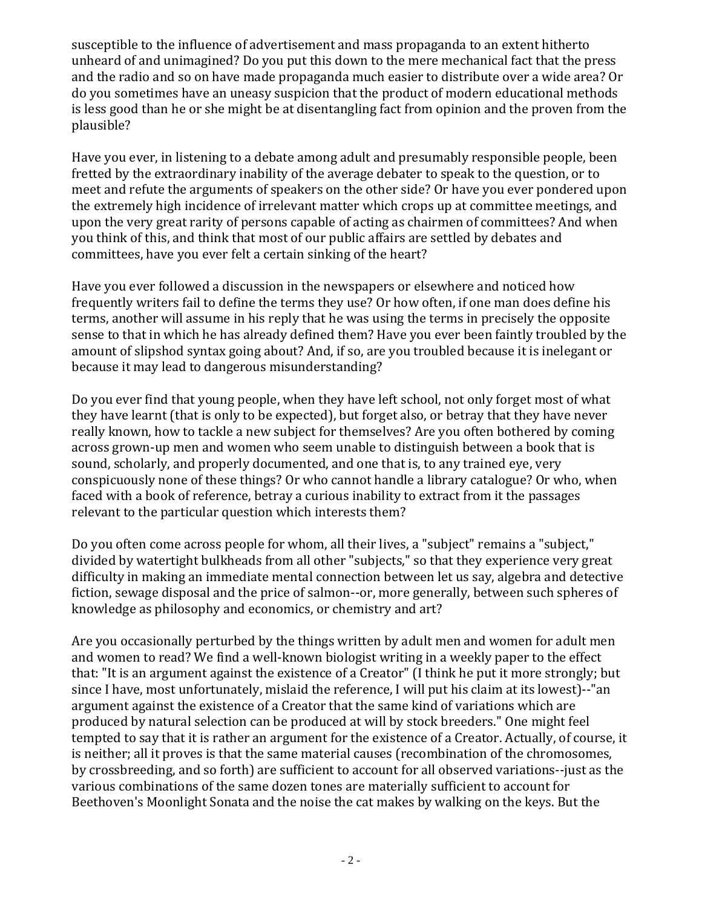susceptible to the influence of advertisement and mass propaganda to an extent hitherto unheard of and unimagined? Do you put this down to the mere mechanical fact that the press and the radio and so on have made propaganda much easier to distribute over a wide area? Or do you sometimes have an uneasy suspicion that the product of modern educational methods is less good than he or she might be at disentangling fact from opinion and the proven from the plausible?

Have you ever, in listening to a debate among adult and presumably responsible people, been fretted by the extraordinary inability of the average debater to speak to the question, or to meet and refute the arguments of speakers on the other side? Or have you ever pondered upon the extremely high incidence of irrelevant matter which crops up at committee meetings, and upon the very great rarity of persons capable of acting as chairmen of committees? And when you think of this, and think that most of our public affairs are settled by debates and committees, have you ever felt a certain sinking of the heart?

Have you ever followed a discussion in the newspapers or elsewhere and noticed how frequently writers fail to define the terms they use? Or how often, if one man does define his terms, another will assume in his reply that he was using the terms in precisely the opposite sense to that in which he has already defined them? Have you ever been faintly troubled by the amount of slipshod syntax going about? And, if so, are you troubled because it is inelegant or because it may lead to dangerous misunderstanding?

Do you ever find that young people, when they have left school, not only forget most of what they have learnt (that is only to be expected), but forget also, or betray that they have never really known, how to tackle a new subject for themselves? Are you often bothered by coming across grown-up men and women who seem unable to distinguish between a book that is sound, scholarly, and properly documented, and one that is, to any trained eye, very conspicuously none of these things? Or who cannot handle a library catalogue? Or who, when faced with a book of reference, betray a curious inability to extract from it the passages relevant to the particular question which interests them?

Do you often come across people for whom, all their lives, a "subject" remains a "subject," divided by watertight bulkheads from all other "subjects," so that they experience very great difficulty in making an immediate mental connection between let us say, algebra and detective fiction, sewage disposal and the price of salmon--or, more generally, between such spheres of knowledge as philosophy and economics, or chemistry and art?

Are you occasionally perturbed by the things written by adult men and women for adult men and women to read? We find a well-known biologist writing in a weekly paper to the effect that: "It is an argument against the existence of a Creator" (I think he put it more strongly; but since I have, most unfortunately, mislaid the reference, I will put his claim at its lowest)--"an argument against the existence of a Creator that the same kind of variations which are produced by natural selection can be produced at will by stock breeders." One might feel tempted to say that it is rather an argument for the existence of a Creator. Actually, of course, it is neither; all it proves is that the same material causes (recombination of the chromosomes, by crossbreeding, and so forth) are sufficient to account for all observed variations--just as the various combinations of the same dozen tones are materially sufficient to account for Beethoven's Moonlight Sonata and the noise the cat makes by walking on the keys. But the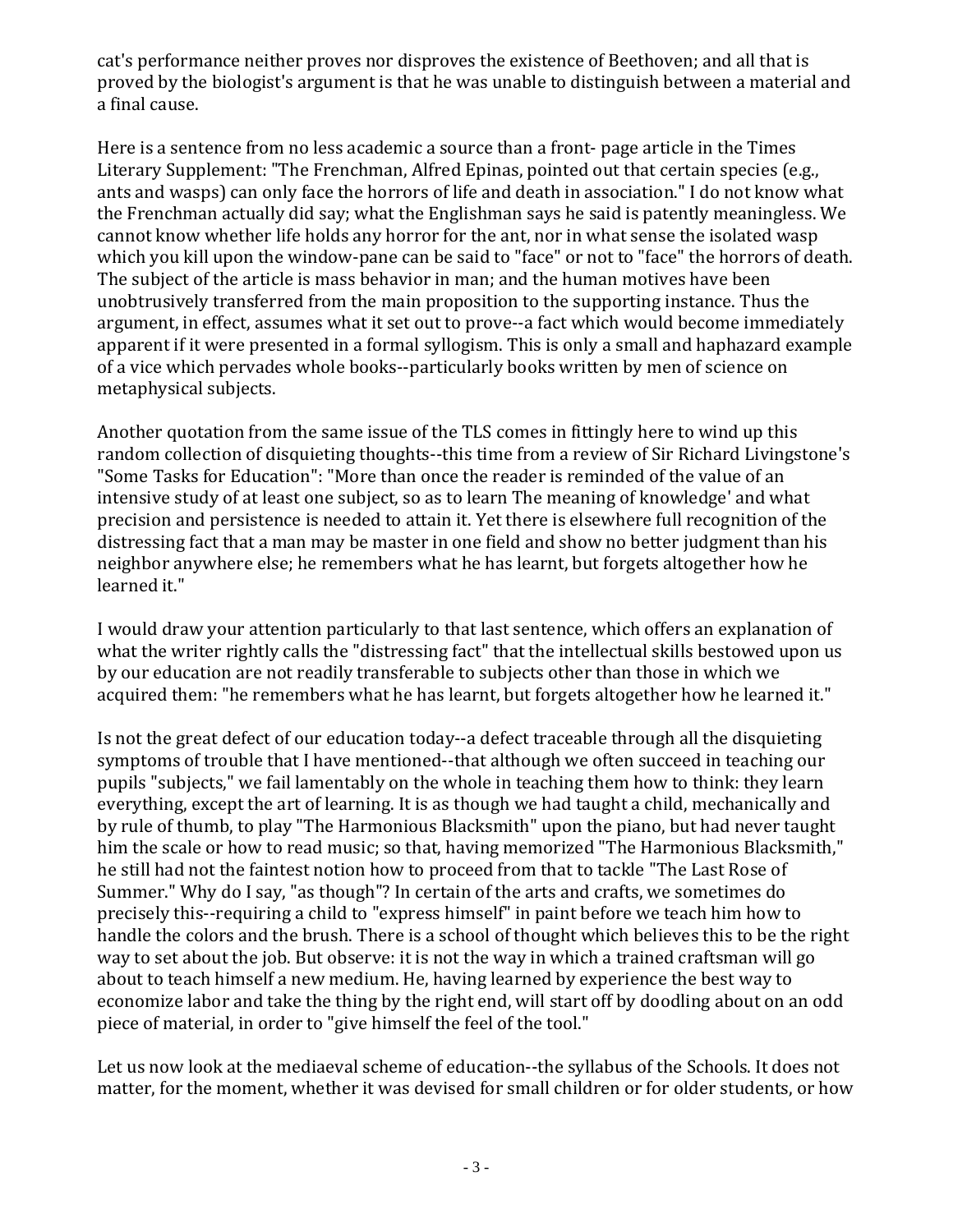cat's performance neither proves nor disproves the existence of Beethoven; and all that is proved by the biologist's argument is that he was unable to distinguish between a material and a final cause.

Here is a sentence from no less academic a source than a front- page article in the Times Literary Supplement: "The Frenchman, Alfred Epinas, pointed out that certain species (e.g., ants and wasps) can only face the horrors of life and death in association." I do not know what the Frenchman actually did say; what the Englishman says he said is patently meaningless. We cannot know whether life holds any horror for the ant, nor in what sense the isolated wasp which you kill upon the window-pane can be said to "face" or not to "face" the horrors of death. The subject of the article is mass behavior in man; and the human motives have been unobtrusively transferred from the main proposition to the supporting instance. Thus the argument, in effect, assumes what it set out to prove--a fact which would become immediately apparent if it were presented in a formal syllogism. This is only a small and haphazard example of a vice which pervades whole books--particularly books written by men of science on metaphysical subjects.

Another quotation from the same issue of the TLS comes in fittingly here to wind up this random collection of disquieting thoughts--this time from a review of Sir Richard Livingstone's "Some Tasks for Education": "More than once the reader is reminded of the value of an intensive study of at least one subject, so as to learn The meaning of knowledge' and what precision and persistence is needed to attain it. Yet there is elsewhere full recognition of the distressing fact that a man may be master in one field and show no better judgment than his neighbor anywhere else; he remembers what he has learnt, but forgets altogether how he learned it."

I would draw your attention particularly to that last sentence, which offers an explanation of what the writer rightly calls the "distressing fact" that the intellectual skills bestowed upon us by our education are not readily transferable to subjects other than those in which we acquired them: "he remembers what he has learnt, but forgets altogether how he learned it."

Is not the great defect of our education today--a defect traceable through all the disquieting symptoms of trouble that I have mentioned--that although we often succeed in teaching our pupils "subjects," we fail lamentably on the whole in teaching them how to think: they learn everything, except the art of learning. It is as though we had taught a child, mechanically and by rule of thumb, to play "The Harmonious Blacksmith" upon the piano, but had never taught him the scale or how to read music; so that, having memorized "The Harmonious Blacksmith," he still had not the faintest notion how to proceed from that to tackle "The Last Rose of Summer." Why do I say, "as though"? In certain of the arts and crafts, we sometimes do precisely this--requiring a child to "express himself" in paint before we teach him how to handle the colors and the brush. There is a school of thought which believes this to be the right way to set about the job. But observe: it is not the way in which a trained craftsman will go about to teach himself a new medium. He, having learned by experience the best way to economize labor and take the thing by the right end, will start off by doodling about on an odd piece of material, in order to "give himself the feel of the tool."

Let us now look at the mediaeval scheme of education--the syllabus of the Schools. It does not matter, for the moment, whether it was devised for small children or for older students, or how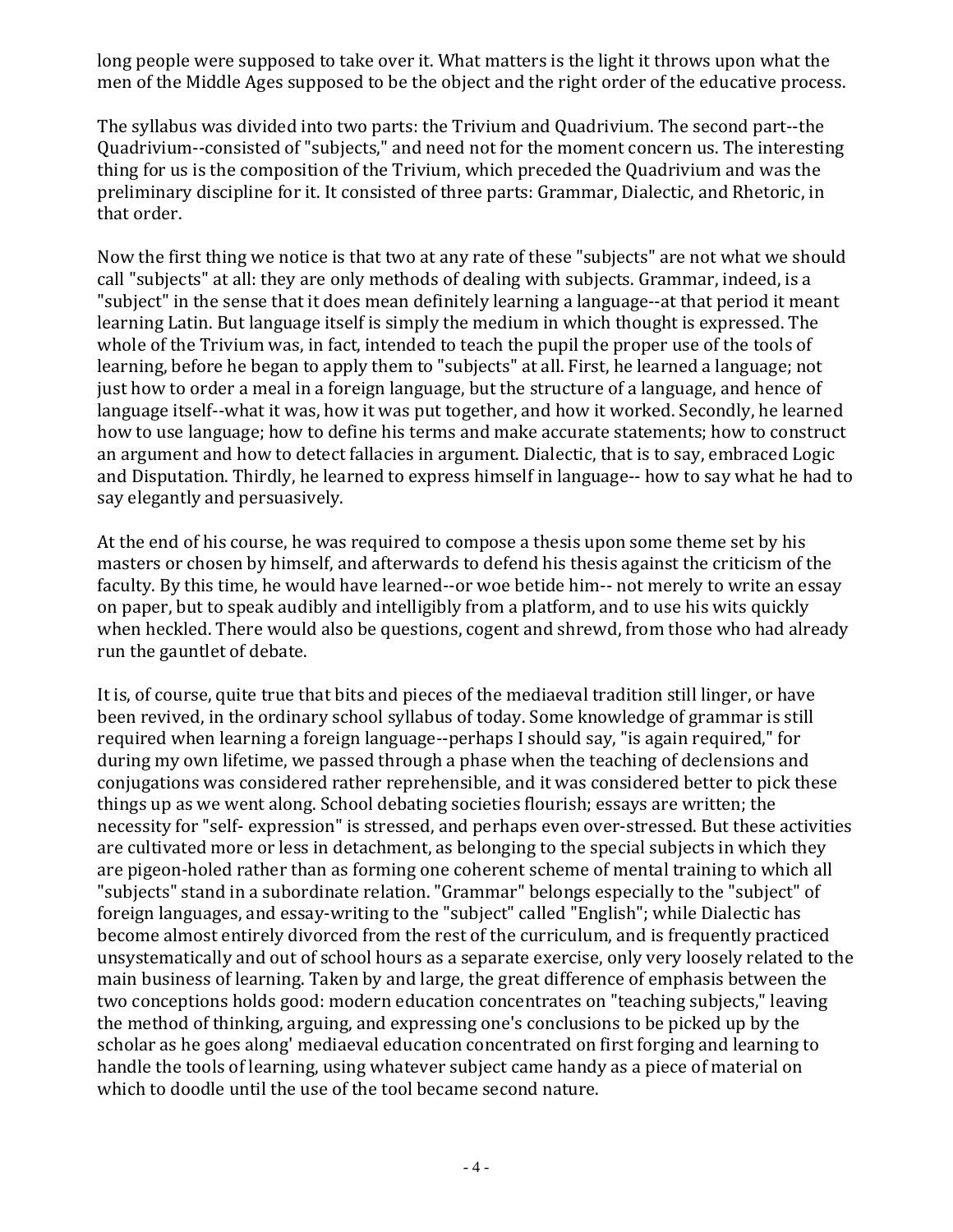long people were supposed to take over it. What matters is the light it throws upon what the men of the Middle Ages supposed to be the object and the right order of the educative process.

The syllabus was divided into two parts: the Trivium and Quadrivium. The second part--the Quadrivium--consisted of "subjects," and need not for the moment concern us. The interesting thing for us is the composition of the Trivium, which preceded the Quadrivium and was the preliminary discipline for it. It consisted of three parts: Grammar, Dialectic, and Rhetoric, in that order.

Now the first thing we notice is that two at any rate of these "subjects" are not what we should call "subjects" at all: they are only methods of dealing with subjects. Grammar, indeed, is a "subject" in the sense that it does mean definitely learning a language--at that period it meant learning Latin. But language itself is simply the medium in which thought is expressed. The whole of the Trivium was, in fact, intended to teach the pupil the proper use of the tools of learning, before he began to apply them to "subjects" at all. First, he learned a language; not just how to order a meal in a foreign language, but the structure of a language, and hence of language itself--what it was, how it was put together, and how it worked. Secondly, he learned how to use language; how to define his terms and make accurate statements; how to construct an argument and how to detect fallacies in argument. Dialectic, that is to say, embraced Logic and Disputation. Thirdly, he learned to express himself in language-- how to say what he had to say elegantly and persuasively.

At the end of his course, he was required to compose a thesis upon some theme set by his masters or chosen by himself, and afterwards to defend his thesis against the criticism of the faculty. By this time, he would have learned--or woe betide him-- not merely to write an essay on paper, but to speak audibly and intelligibly from a platform, and to use his wits quickly when heckled. There would also be questions, cogent and shrewd, from those who had already run the gauntlet of debate.

It is, of course, quite true that bits and pieces of the mediaeval tradition still linger, or have been revived, in the ordinary school syllabus of today. Some knowledge of grammar is still required when learning a foreign language--perhaps I should say, "is again required," for during my own lifetime, we passed through a phase when the teaching of declensions and conjugations was considered rather reprehensible, and it was considered better to pick these things up as we went along. School debating societies flourish; essays are written; the necessity for "self- expression" is stressed, and perhaps even over-stressed. But these activities are cultivated more or less in detachment, as belonging to the special subjects in which they are pigeon-holed rather than as forming one coherent scheme of mental training to which all "subjects" stand in a subordinate relation. "Grammar" belongs especially to the "subject" of foreign languages, and essay-writing to the "subject" called "English"; while Dialectic has become almost entirely divorced from the rest of the curriculum, and is frequently practiced unsystematically and out of school hours as a separate exercise, only very loosely related to the main business of learning. Taken by and large, the great difference of emphasis between the two conceptions holds good: modern education concentrates on "teaching subjects," leaving the method of thinking, arguing, and expressing one's conclusions to be picked up by the scholar as he goes along' mediaeval education concentrated on first forging and learning to handle the tools of learning, using whatever subject came handy as a piece of material on which to doodle until the use of the tool became second nature.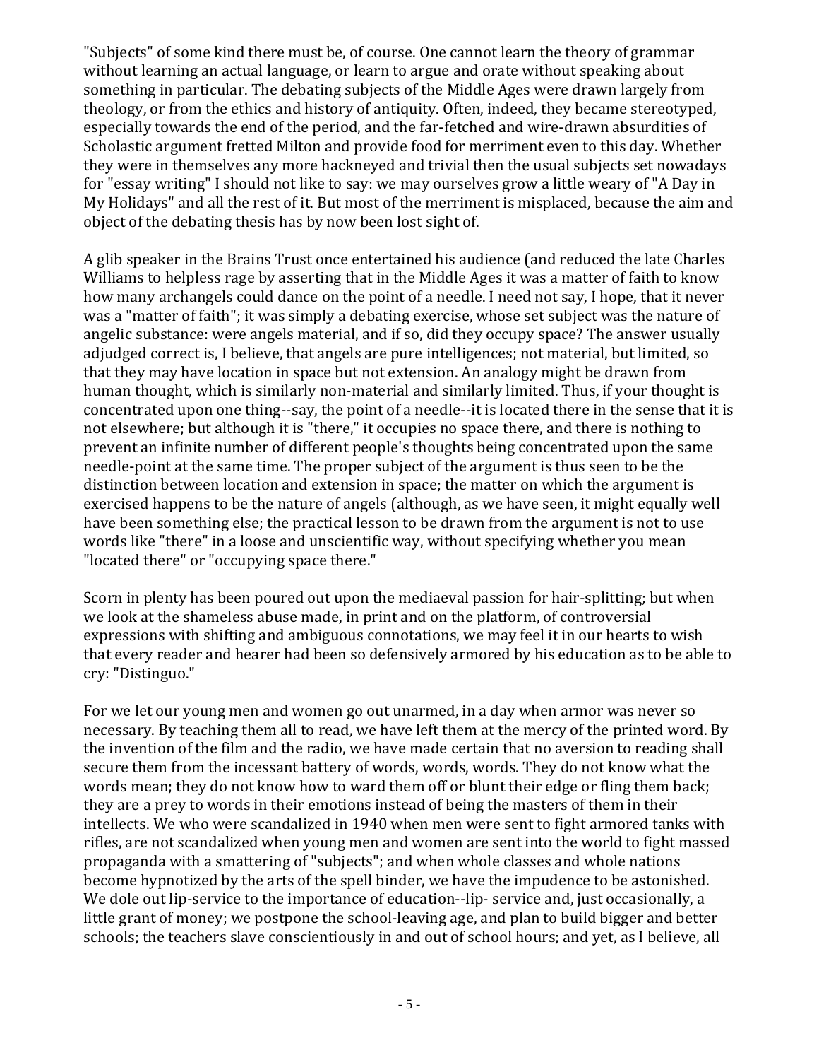"Subjects" of some kind there must be, of course. One cannot learn the theory of grammar without learning an actual language, or learn to argue and orate without speaking about something in particular. The debating subjects of the Middle Ages were drawn largely from theology, or from the ethics and history of antiquity. Often, indeed, they became stereotyped, especially towards the end of the period, and the far-fetched and wire-drawn absurdities of Scholastic argument fretted Milton and provide food for merriment even to this day. Whether they were in themselves any more hackneyed and trivial then the usual subjects set nowadays for "essay writing" I should not like to say: we may ourselves grow a little weary of "A Day in My Holidays" and all the rest of it. But most of the merriment is misplaced, because the aim and object of the debating thesis has by now been lost sight of.

A glib speaker in the Brains Trust once entertained his audience (and reduced the late Charles Williams to helpless rage by asserting that in the Middle Ages it was a matter of faith to know how many archangels could dance on the point of a needle. I need not say, I hope, that it never was a "matter of faith"; it was simply a debating exercise, whose set subject was the nature of angelic substance: were angels material, and if so, did they occupy space? The answer usually adjudged correct is, I believe, that angels are pure intelligences; not material, but limited, so that they may have location in space but not extension. An analogy might be drawn from human thought, which is similarly non-material and similarly limited. Thus, if your thought is concentrated upon one thing--say, the point of a needle--it is located there in the sense that it is not elsewhere; but although it is "there," it occupies no space there, and there is nothing to prevent an infinite number of different people's thoughts being concentrated upon the same needle-point at the same time. The proper subject of the argument is thus seen to be the distinction between location and extension in space; the matter on which the argument is exercised happens to be the nature of angels (although, as we have seen, it might equally well have been something else; the practical lesson to be drawn from the argument is not to use words like "there" in a loose and unscientific way, without specifying whether you mean "located there" or "occupying space there."

Scorn in plenty has been poured out upon the mediaeval passion for hair-splitting; but when we look at the shameless abuse made, in print and on the platform, of controversial expressions with shifting and ambiguous connotations, we may feel it in our hearts to wish that every reader and hearer had been so defensively armored by his education as to be able to cry: "Distinguo."

For we let our young men and women go out unarmed, in a day when armor was never so necessary. By teaching them all to read, we have left them at the mercy of the printed word. By the invention of the film and the radio, we have made certain that no aversion to reading shall secure them from the incessant battery of words, words, words. They do not know what the words mean; they do not know how to ward them off or blunt their edge or fling them back; they are a prey to words in their emotions instead of being the masters of them in their intellects. We who were scandalized in 1940 when men were sent to fight armored tanks with rifles, are not scandalized when young men and women are sent into the world to fight massed propaganda with a smattering of "subjects"; and when whole classes and whole nations become hypnotized by the arts of the spell binder, we have the impudence to be astonished. We dole out lip-service to the importance of education--lip- service and, just occasionally, a little grant of money; we postpone the school-leaving age, and plan to build bigger and better schools; the teachers slave conscientiously in and out of school hours; and yet, as I believe, all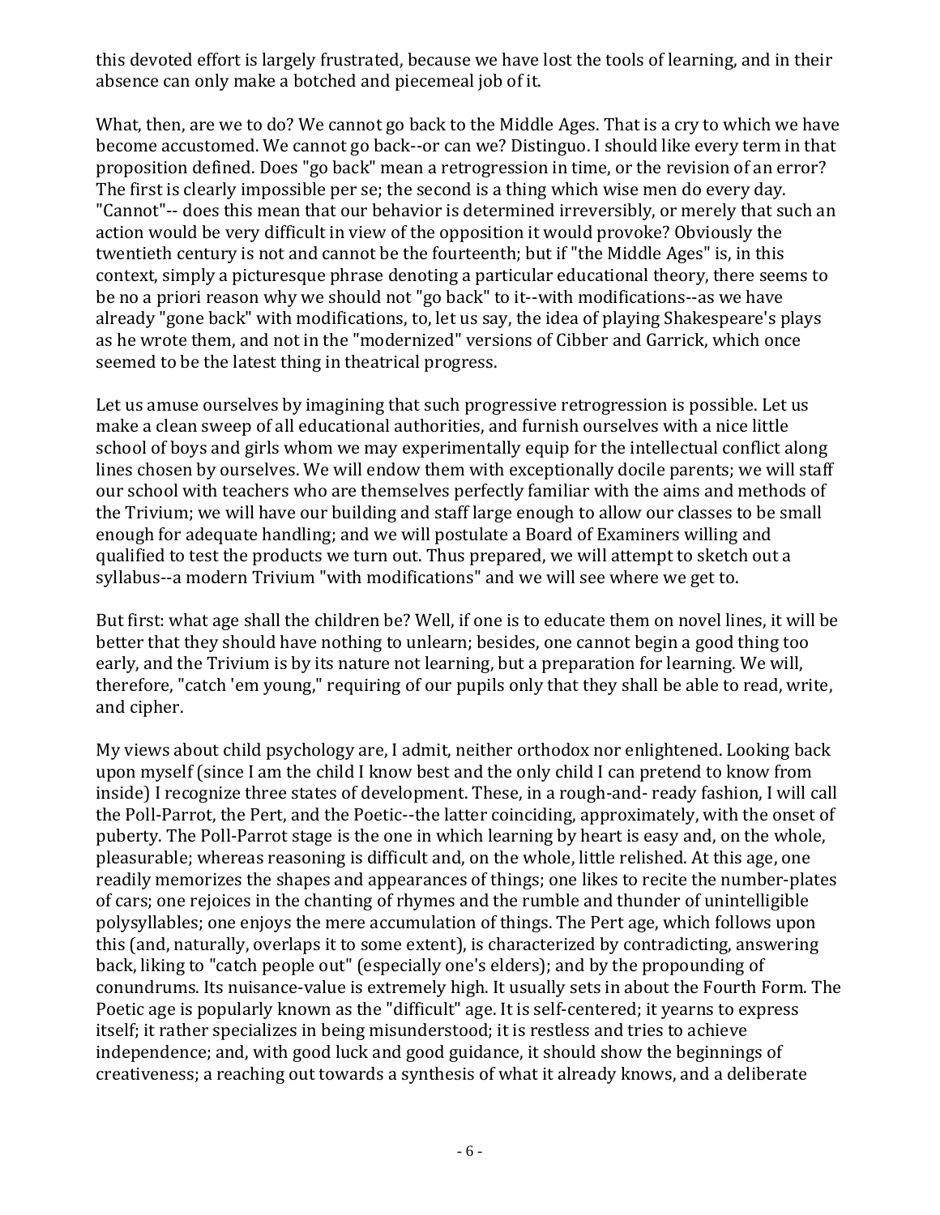this devoted effort is largely frustrated, because we have lost the tools of learning, and in their absence can only make a botched and piecemeal job of it.

What, then, are we to do? We cannot go back to the Middle Ages. That is a cry to which we have become accustomed. We cannot go back--or can we? Distinguo. I should like every term in that proposition defined. Does "go back" mean a retrogression in time, or the revision of an error? The first is clearly impossible per se; the second is a thing which wise men do every day. "Cannot"-- does this mean that our behavior is determined irreversibly, or merely that such an action would be very difficult in view of the opposition it would provoke? Obviously the twentieth century is not and cannot be the fourteenth; but if "the Middle Ages" is, in this context, simply a picturesque phrase denoting a particular educational theory, there seems to be no a priori reason why we should not "go back" to it--with modifications--as we have already "gone back" with modifications, to, let us say, the idea of playing Shakespeare's plays as he wrote them, and not in the "modernized" versions of Cibber and Garrick, which once seemed to be the latest thing in theatrical progress.

Let us amuse ourselves by imagining that such progressive retrogression is possible. Let us make a clean sweep of all educational authorities, and furnish ourselves with a nice little school of boys and girls whom we may experimentally equip for the intellectual conflict along lines chosen by ourselves. We will endow them with exceptionally docile parents; we will staff our school with teachers who are themselves perfectly familiar with the aims and methods of the Trivium; we will have our building and staff large enough to allow our classes to be small enough for adequate handling; and we will postulate a Board of Examiners willing and qualified to test the products we turn out. Thus prepared, we will attempt to sketch out a syllabus--a modern Trivium "with modifications" and we will see where we get to.

But first: what age shall the children be? Well, if one is to educate them on novel lines, it will be better that they should have nothing to unlearn; besides, one cannot begin a good thing too early, and the Trivium is by its nature not learning, but a preparation for learning. We will, therefore, "catch 'em young," requiring of our pupils only that they shall be able to read, write, and cipher.

My views about child psychology are, I admit, neither orthodox nor enlightened. Looking back upon myself (since I am the child I know best and the only child I can pretend to know from inside) I recognize three states of development. These, in a rough-and- ready fashion, I will call the Poll-Parrot, the Pert, and the Poetic--the latter coinciding, approximately, with the onset of puberty. The Poll-Parrot stage is the one in which learning by heart is easy and, on the whole, pleasurable; whereas reasoning is difficult and, on the whole, little relished. At this age, one readily memorizes the shapes and appearances of things; one likes to recite the number-plates of cars; one rejoices in the chanting of rhymes and the rumble and thunder of unintelligible polysyllables; one enjoys the mere accumulation of things. The Pert age, which follows upon this (and, naturally, overlaps it to some extent), is characterized by contradicting, answering back, liking to "catch people out" (especially one's elders); and by the propounding of conundrums. Its nuisance-value is extremely high. It usually sets in about the Fourth Form. The Poetic age is popularly known as the "difficult" age. It is self-centered; it yearns to express itself; it rather specializes in being misunderstood; it is restless and tries to achieve independence; and, with good luck and good guidance, it should show the beginnings of creativeness; a reaching out towards a synthesis of what it already knows, and a deliberate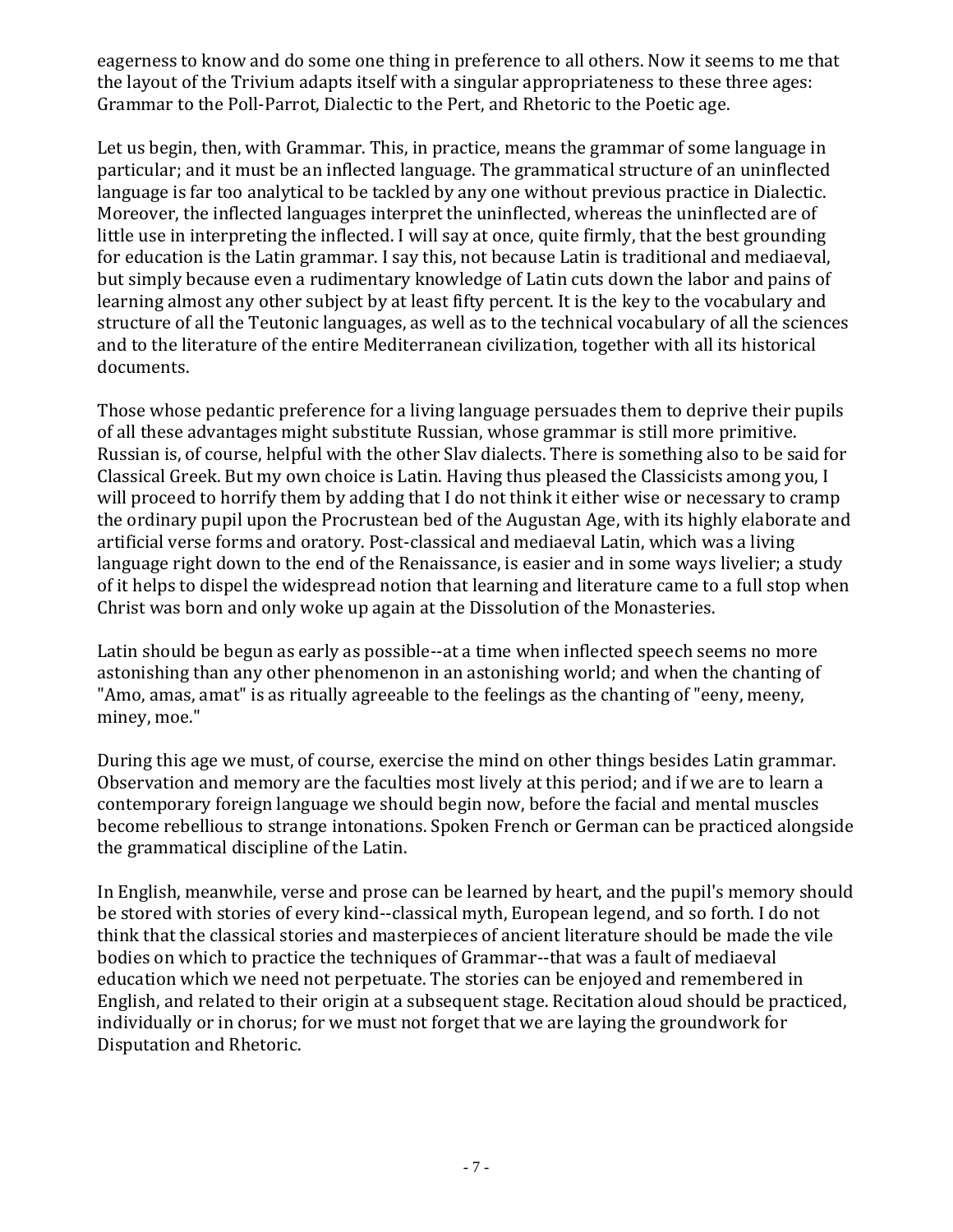eagerness to know and do some one thing in preference to all others. Now it seems to me that the layout of the Trivium adapts itself with a singular appropriateness to these three ages: Grammar to the Poll-Parrot, Dialectic to the Pert, and Rhetoric to the Poetic age.

Let us begin, then, with Grammar. This, in practice, means the grammar of some language in particular; and it must be an inflected language. The grammatical structure of an uninflected language is far too analytical to be tackled by any one without previous practice in Dialectic. Moreover, the inflected languages interpret the uninflected, whereas the uninflected are of little use in interpreting the inflected. I will say at once, quite firmly, that the best grounding for education is the Latin grammar. I say this, not because Latin is traditional and mediaeval, but simply because even a rudimentary knowledge of Latin cuts down the labor and pains of learning almost any other subject by at least fifty percent. It is the key to the vocabulary and structure of all the Teutonic languages, as well as to the technical vocabulary of all the sciences and to the literature of the entire Mediterranean civilization, together with all its historical documents.

Those whose pedantic preference for a living language persuades them to deprive their pupils of all these advantages might substitute Russian, whose grammar is still more primitive. Russian is, of course, helpful with the other Slav dialects. There is something also to be said for Classical Greek. But my own choice is Latin. Having thus pleased the Classicists among you, I will proceed to horrify them by adding that I do not think it either wise or necessary to cramp the ordinary pupil upon the Procrustean bed of the Augustan Age, with its highly elaborate and artificial verse forms and oratory. Post-classical and mediaeval Latin, which was a living language right down to the end of the Renaissance, is easier and in some ways livelier; a study of it helps to dispel the widespread notion that learning and literature came to a full stop when Christ was born and only woke up again at the Dissolution of the Monasteries.

Latin should be begun as early as possible--at a time when inflected speech seems no more astonishing than any other phenomenon in an astonishing world; and when the chanting of "Amo, amas, amat" is as ritually agreeable to the feelings as the chanting of "eeny, meeny, miney, moe."

During this age we must, of course, exercise the mind on other things besides Latin grammar. Observation and memory are the faculties most lively at this period; and if we are to learn a contemporary foreign language we should begin now, before the facial and mental muscles become rebellious to strange intonations. Spoken French or German can be practiced alongside the grammatical discipline of the Latin.

In English, meanwhile, verse and prose can be learned by heart, and the pupil's memory should be stored with stories of every kind--classical myth, European legend, and so forth. I do not think that the classical stories and masterpieces of ancient literature should be made the vile bodies on which to practice the techniques of Grammar--that was a fault of mediaeval education which we need not perpetuate. The stories can be enjoyed and remembered in English, and related to their origin at a subsequent stage. Recitation aloud should be practiced, individually or in chorus; for we must not forget that we are laying the groundwork for Disputation and Rhetoric.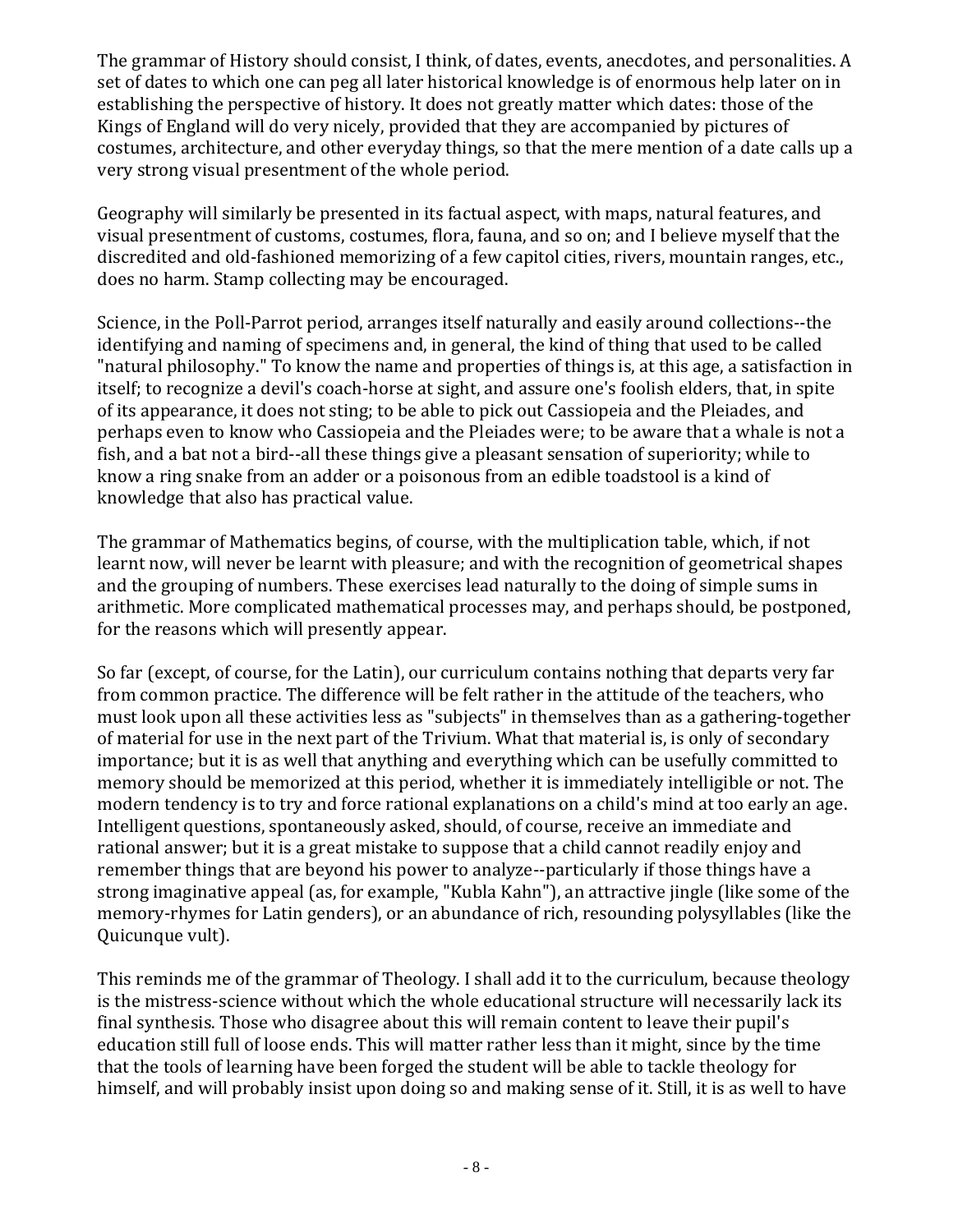The grammar of History should consist, I think, of dates, events, anecdotes, and personalities. A set of dates to which one can peg all later historical knowledge is of enormous help later on in establishing the perspective of history. It does not greatly matter which dates: those of the Kings of England will do very nicely, provided that they are accompanied by pictures of costumes, architecture, and other everyday things, so that the mere mention of a date calls up a very strong visual presentment of the whole period.

Geography will similarly be presented in its factual aspect, with maps, natural features, and visual presentment of customs, costumes, flora, fauna, and so on; and I believe myself that the discredited and old-fashioned memorizing of a few capitol cities, rivers, mountain ranges, etc., does no harm. Stamp collecting may be encouraged.

Science, in the Poll-Parrot period, arranges itself naturally and easily around collections--the identifying and naming of specimens and, in general, the kind of thing that used to be called "natural philosophy." To know the name and properties of things is, at this age, a satisfaction in itself; to recognize a devil's coach-horse at sight, and assure one's foolish elders, that, in spite of its appearance, it does not sting; to be able to pick out Cassiopeia and the Pleiades, and perhaps even to know who Cassiopeia and the Pleiades were; to be aware that a whale is not a fish, and a bat not a bird--all these things give a pleasant sensation of superiority; while to know a ring snake from an adder or a poisonous from an edible toadstool is a kind of knowledge that also has practical value.

The grammar of Mathematics begins, of course, with the multiplication table, which, if not learnt now, will never be learnt with pleasure; and with the recognition of geometrical shapes and the grouping of numbers. These exercises lead naturally to the doing of simple sums in arithmetic. More complicated mathematical processes may, and perhaps should, be postponed, for the reasons which will presently appear.

So far (except, of course, for the Latin), our curriculum contains nothing that departs very far from common practice. The difference will be felt rather in the attitude of the teachers, who must look upon all these activities less as "subjects" in themselves than as a gathering-together of material for use in the next part of the Trivium. What that material is, is only of secondary importance; but it is as well that anything and everything which can be usefully committed to memory should be memorized at this period, whether it is immediately intelligible or not. The modern tendency is to try and force rational explanations on a child's mind at too early an age. Intelligent questions, spontaneously asked, should, of course, receive an immediate and rational answer; but it is a great mistake to suppose that a child cannot readily enjoy and remember things that are beyond his power to analyze--particularly if those things have a strong imaginative appeal (as, for example, "Kubla Kahn"), an attractive jingle (like some of the memory-rhymes for Latin genders), or an abundance of rich, resounding polysyllables (like the Quicunque vult).

This reminds me of the grammar of Theology. I shall add it to the curriculum, because theology is the mistress-science without which the whole educational structure will necessarily lack its final synthesis. Those who disagree about this will remain content to leave their pupil's education still full of loose ends. This will matter rather less than it might, since by the time that the tools of learning have been forged the student will be able to tackle theology for himself, and will probably insist upon doing so and making sense of it. Still, it is as well to have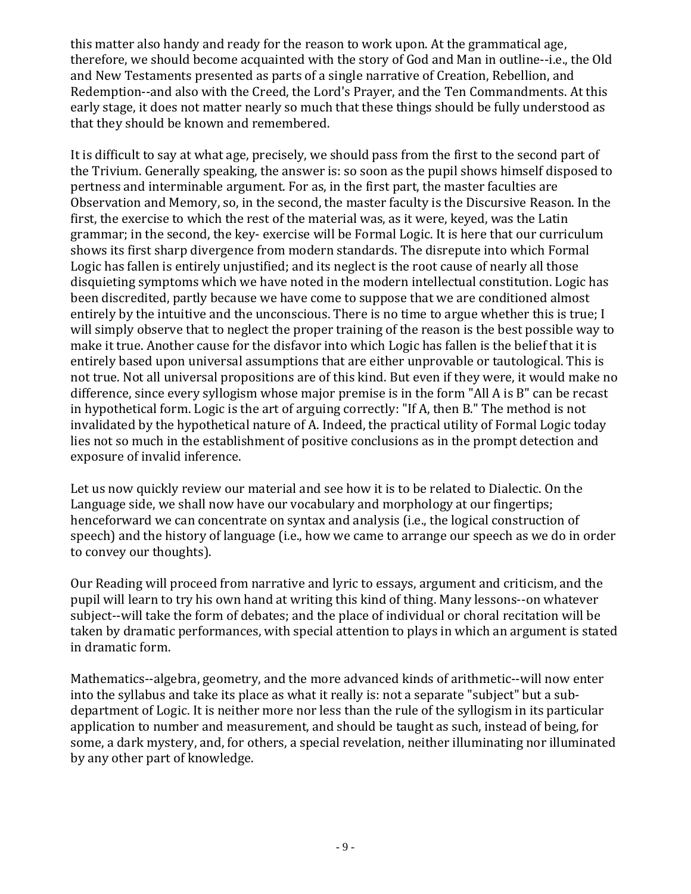this matter also handy and ready for the reason to work upon. At the grammatical age, therefore, we should become acquainted with the story of God and Man in outline--i.e., the Old and New Testaments presented as parts of a single narrative of Creation, Rebellion, and Redemption--and also with the Creed, the Lord's Prayer, and the Ten Commandments. At this early stage, it does not matter nearly so much that these things should be fully understood as that they should be known and remembered.

It is difficult to say at what age, precisely, we should pass from the first to the second part of the Trivium. Generally speaking, the answer is: so soon as the pupil shows himself disposed to pertness and interminable argument. For as, in the first part, the master faculties are Observation and Memory, so, in the second, the master faculty is the Discursive Reason. In the first, the exercise to which the rest of the material was, as it were, keyed, was the Latin grammar; in the second, the key- exercise will be Formal Logic. It is here that our curriculum shows its first sharp divergence from modern standards. The disrepute into which Formal Logic has fallen is entirely unjustified; and its neglect is the root cause of nearly all those disquieting symptoms which we have noted in the modern intellectual constitution. Logic has been discredited, partly because we have come to suppose that we are conditioned almost entirely by the intuitive and the unconscious. There is no time to argue whether this is true; I will simply observe that to neglect the proper training of the reason is the best possible way to make it true. Another cause for the disfavor into which Logic has fallen is the belief that it is entirely based upon universal assumptions that are either unprovable or tautological. This is not true. Not all universal propositions are of this kind. But even if they were, it would make no difference, since every syllogism whose major premise is in the form "All A is B" can be recast in hypothetical form. Logic is the art of arguing correctly: "If A, then B." The method is not invalidated by the hypothetical nature of A. Indeed, the practical utility of Formal Logic today lies not so much in the establishment of positive conclusions as in the prompt detection and exposure of invalid inference.

Let us now quickly review our material and see how it is to be related to Dialectic. On the Language side, we shall now have our vocabulary and morphology at our fingertips; henceforward we can concentrate on syntax and analysis (i.e., the logical construction of speech) and the history of language (i.e., how we came to arrange our speech as we do in order to convey our thoughts).

Our Reading will proceed from narrative and lyric to essays, argument and criticism, and the pupil will learn to try his own hand at writing this kind of thing. Many lessons--on whatever subject--will take the form of debates; and the place of individual or choral recitation will be taken by dramatic performances, with special attention to plays in which an argument is stated in dramatic form.

Mathematics--algebra, geometry, and the more advanced kinds of arithmetic--will now enter into the syllabus and take its place as what it really is: not a separate "subject" but a sub-department of Logic. It is neither more nor less than the rule of the syllogism in its particular application to number and measurement, and should be taught as such, instead of being, for some, a dark mystery, and, for others, a special revelation, neither illuminating nor illuminated by any other part of knowledge.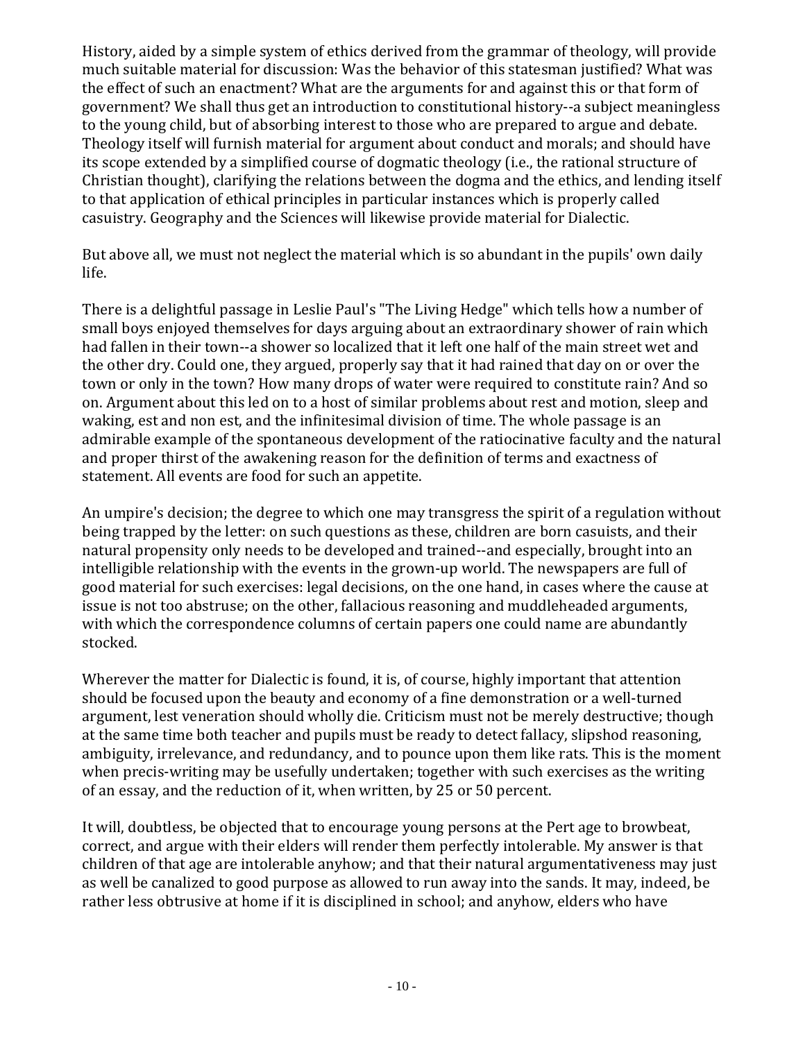History, aided by a simple system of ethics derived from the grammar of theology, will provide much suitable material for discussion: Was the behavior of this statesman justified? What was the effect of such an enactment? What are the arguments for and against this or that form of government? We shall thus get an introduction to constitutional history--a subject meaningless to the young child, but of absorbing interest to those who are prepared to argue and debate. Theology itself will furnish material for argument about conduct and morals; and should have its scope extended by a simplified course of dogmatic theology (i.e., the rational structure of Christian thought), clarifying the relations between the dogma and the ethics, and lending itself to that application of ethical principles in particular instances which is properly called casuistry. Geography and the Sciences will likewise provide material for Dialectic.

But above all, we must not neglect the material which is so abundant in the pupils' own daily life.

There is a delightful passage in Leslie Paul's "The Living Hedge" which tells how a number of small boys enjoyed themselves for days arguing about an extraordinary shower of rain which had fallen in their town--a shower so localized that it left one half of the main street wet and the other dry. Could one, they argued, properly say that it had rained that day on or over the town or only in the town? How many drops of water were required to constitute rain? And so on. Argument about this led on to a host of similar problems about rest and motion, sleep and waking, est and non est, and the infinitesimal division of time. The whole passage is an admirable example of the spontaneous development of the ratiocinative faculty and the natural and proper thirst of the awakening reason for the definition of terms and exactness of statement. All events are food for such an appetite.

An umpire's decision; the degree to which one may transgress the spirit of a regulation without being trapped by the letter: on such questions as these, children are born casuists, and their natural propensity only needs to be developed and trained--and especially, brought into an intelligible relationship with the events in the grown-up world. The newspapers are full of good material for such exercises: legal decisions, on the one hand, in cases where the cause at issue is not too abstruse; on the other, fallacious reasoning and muddleheaded arguments, with which the correspondence columns of certain papers one could name are abundantly stocked.

Wherever the matter for Dialectic is found, it is, of course, highly important that attention should be focused upon the beauty and economy of a fine demonstration or a well-turned argument, lest veneration should wholly die. Criticism must not be merely destructive; though at the same time both teacher and pupils must be ready to detect fallacy, slipshod reasoning, ambiguity, irrelevance, and redundancy, and to pounce upon them like rats. This is the moment when precis-writing may be usefully undertaken; together with such exercises as the writing of an essay, and the reduction of it, when written, by 25 or 50 percent.

It will, doubtless, be objected that to encourage young persons at the Pert age to browbeat, correct, and argue with their elders will render them perfectly intolerable. My answer is that children of that age are intolerable anyhow; and that their natural argumentativeness may just as well be canalized to good purpose as allowed to run away into the sands. It may, indeed, be rather less obtrusive at home if it is disciplined in school; and anyhow, elders who have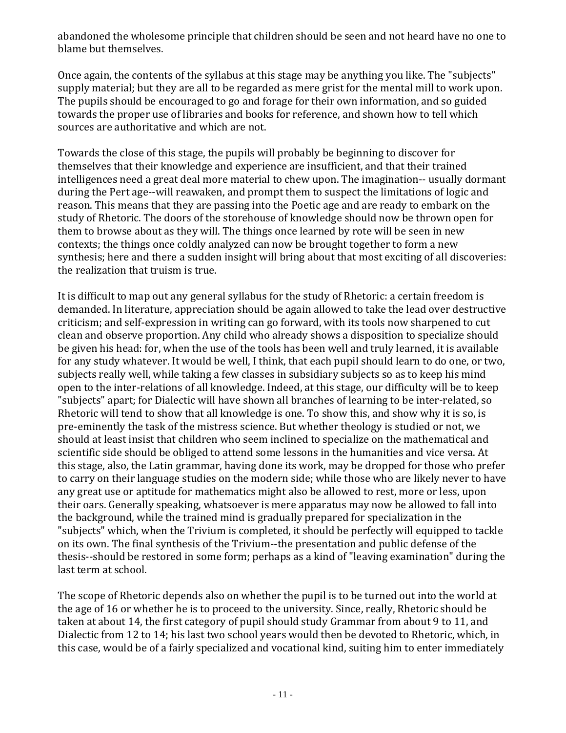abandoned the wholesome principle that children should be seen and not heard have no one to blame but themselves.

Once again, the contents of the syllabus at this stage may be anything you like. The "subjects" supply material; but they are all to be regarded as mere grist for the mental mill to work upon. The pupils should be encouraged to go and forage for their own information, and so guided towards the proper use of libraries and books for reference, and shown how to tell which sources are authoritative and which are not.

Towards the close of this stage, the pupils will probably be beginning to discover for themselves that their knowledge and experience are insufficient, and that their trained intelligences need a great deal more material to chew upon. The imagination-- usually dormant during the Pert age--will reawaken, and prompt them to suspect the limitations of logic and reason. This means that they are passing into the Poetic age and are ready to embark on the study of Rhetoric. The doors of the storehouse of knowledge should now be thrown open for them to browse about as they will. The things once learned by rote will be seen in new contexts; the things once coldly analyzed can now be brought together to form a new synthesis; here and there a sudden insight will bring about that most exciting of all discoveries: the realization that truism is true.

It is difficult to map out any general syllabus for the study of Rhetoric: a certain freedom is demanded. In literature, appreciation should be again allowed to take the lead over destructive criticism; and self-expression in writing can go forward, with its tools now sharpened to cut clean and observe proportion. Any child who already shows a disposition to specialize should be given his head: for, when the use of the tools has been well and truly learned, it is available for any study whatever. It would be well, I think, that each pupil should learn to do one, or two, subjects really well, while taking a few classes in subsidiary subjects so as to keep his mind open to the inter-relations of all knowledge. Indeed, at this stage, our difficulty will be to keep "subjects" apart; for Dialectic will have shown all branches of learning to be inter-related, so Rhetoric will tend to show that all knowledge is one. To show this, and show why it is so, is pre-eminently the task of the mistress science. But whether theology is studied or not, we should at least insist that children who seem inclined to specialize on the mathematical and scientific side should be obliged to attend some lessons in the humanities and vice versa. At this stage, also, the Latin grammar, having done its work, may be dropped for those who prefer to carry on their language studies on the modern side; while those who are likely never to have any great use or aptitude for mathematics might also be allowed to rest, more or less, upon their oars. Generally speaking, whatsoever is mere apparatus may now be allowed to fall into the background, while the trained mind is gradually prepared for specialization in the "subjects" which, when the Trivium is completed, it should be perfectly will equipped to tackle on its own. The final synthesis of the Trivium--the presentation and public defense of the thesis--should be restored in some form; perhaps as a kind of "leaving examination" during the last term at school.

The scope of Rhetoric depends also on whether the pupil is to be turned out into the world at the age of 16 or whether he is to proceed to the university. Since, really, Rhetoric should be taken at about 14, the first category of pupil should study Grammar from about 9 to 11, and Dialectic from 12 to 14; his last two school years would then be devoted to Rhetoric, which, in this case, would be of a fairly specialized and vocational kind, suiting him to enter immediately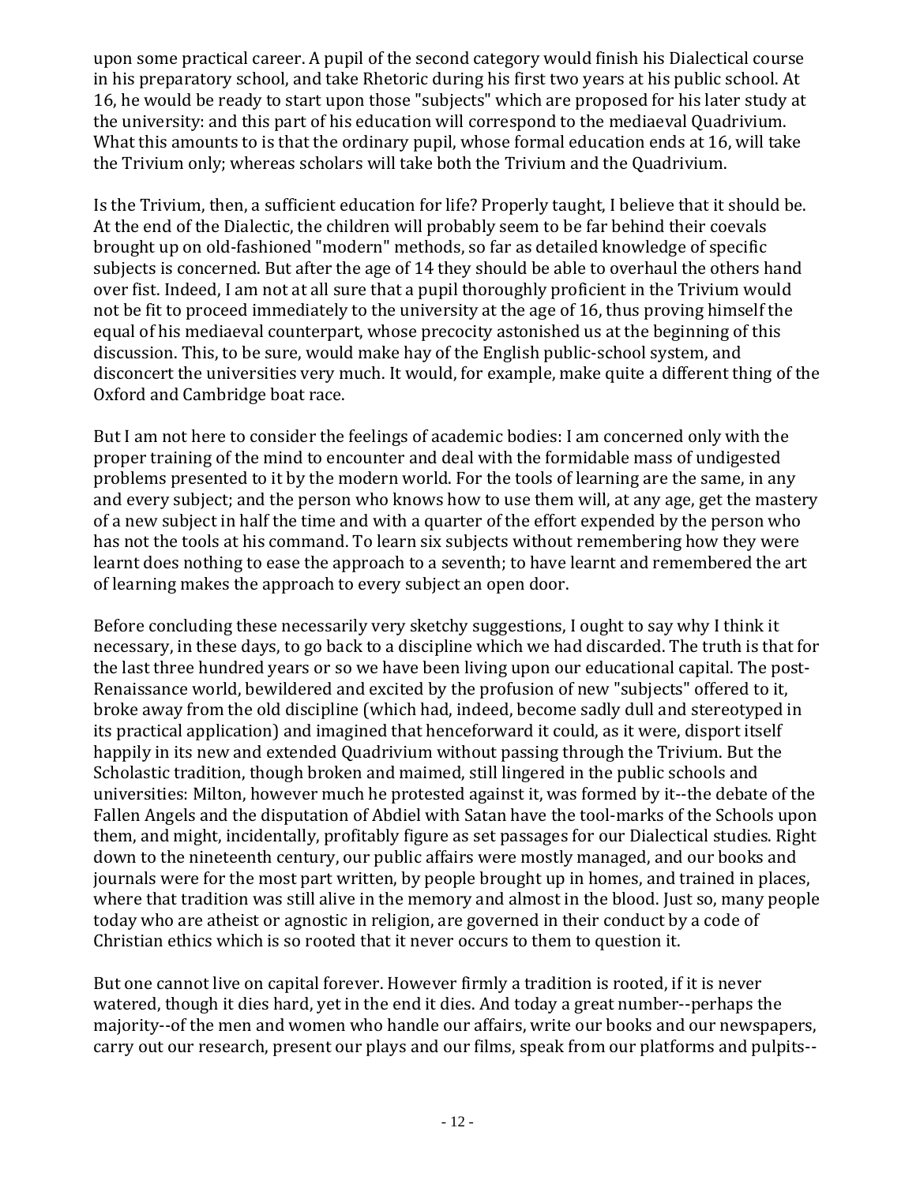upon some practical career. A pupil of the second category would finish his Dialectical course in his preparatory school, and take Rhetoric during his first two years at his public school. At 16, he would be ready to start upon those "subjects" which are proposed for his later study at the university: and this part of his education will correspond to the mediaeval Quadrivium. What this amounts to is that the ordinary pupil, whose formal education ends at 16, will take the Trivium only; whereas scholars will take both the Trivium and the Quadrivium.

Is the Trivium, then, a sufficient education for life? Properly taught, I believe that it should be. At the end of the Dialectic, the children will probably seem to be far behind their coevals brought up on old-fashioned "modern" methods, so far as detailed knowledge of specific subjects is concerned. But after the age of 14 they should be able to overhaul the others hand over fist. Indeed, I am not at all sure that a pupil thoroughly proficient in the Trivium would not be fit to proceed immediately to the university at the age of 16, thus proving himself the equal of his mediaeval counterpart, whose precocity astonished us at the beginning of this discussion. This, to be sure, would make hay of the English public-school system, and disconcert the universities very much. It would, for example, make quite a different thing of the Oxford and Cambridge boat race.

But I am not here to consider the feelings of academic bodies: I am concerned only with the proper training of the mind to encounter and deal with the formidable mass of undigested problems presented to it by the modern world. For the tools of learning are the same, in any and every subject; and the person who knows how to use them will, at any age, get the mastery of a new subject in half the time and with a quarter of the effort expended by the person who has not the tools at his command. To learn six subjects without remembering how they were learnt does nothing to ease the approach to a seventh; to have learnt and remembered the art of learning makes the approach to every subject an open door.

Before concluding these necessarily very sketchy suggestions, I ought to say why I think it necessary, in these days, to go back to a discipline which we had discarded. The truth is that for the last three hundred years or so we have been living upon our educational capital. The post-Renaissance world, bewildered and excited by the profusion of new "subjects" offered to it, broke away from the old discipline (which had, indeed, become sadly dull and stereotyped in its practical application) and imagined that henceforward it could, as it were, disport itself happily in its new and extended Quadrivium without passing through the Trivium. But the Scholastic tradition, though broken and maimed, still lingered in the public schools and universities: Milton, however much he protested against it, was formed by it--the debate of the Fallen Angels and the disputation of Abdiel with Satan have the tool-marks of the Schools upon them, and might, incidentally, profitably figure as set passages for our Dialectical studies. Right down to the nineteenth century, our public affairs were mostly managed, and our books and journals were for the most part written, by people brought up in homes, and trained in places, where that tradition was still alive in the memory and almost in the blood. Just so, many people today who are atheist or agnostic in religion, are governed in their conduct by a code of Christian ethics which is so rooted that it never occurs to them to question it.

But one cannot live on capital forever. However firmly a tradition is rooted, if it is never watered, though it dies hard, yet in the end it dies. And today a great number--perhaps the majority--of the men and women who handle our affairs, write our books and our newspapers, carry out our research, present our plays and our films, speak from our platforms and pulpits--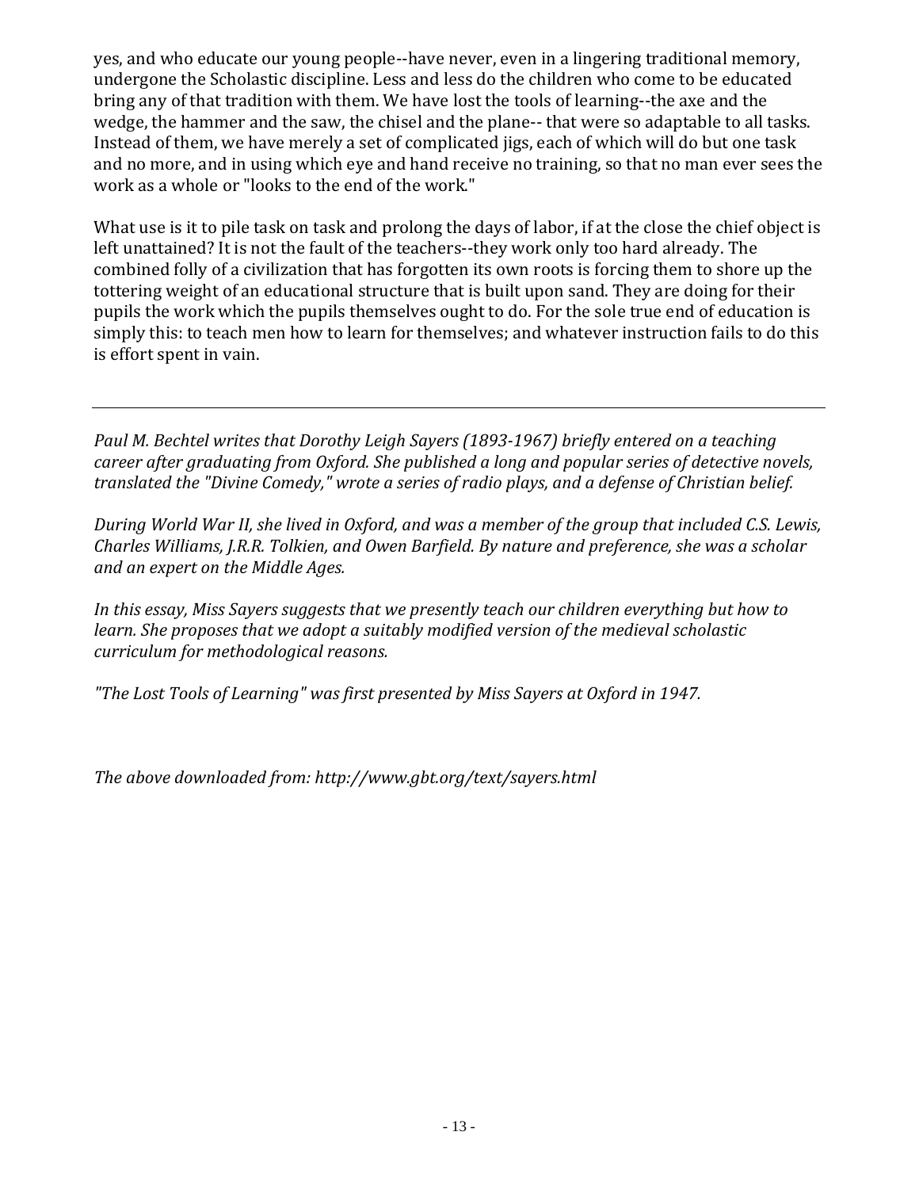yes, and who educate our young people--have never, even in a lingering traditional memory, undergone the Scholastic discipline. Less and less do the children who come to be educated bring any of that tradition with them. We have lost the tools of learning--the axe and the wedge, the hammer and the saw, the chisel and the plane-- that were so adaptable to all tasks. Instead of them, we have merely a set of complicated jigs, each of which will do but one task and no more, and in using which eye and hand receive no training, so that no man ever sees the work as a whole or "looks to the end of the work."

What use is it to pile task on task and prolong the days of labor, if at the close the chief object is left unattained? It is not the fault of the teachers--they work only too hard already. The combined folly of a civilization that has forgotten its own roots is forcing them to shore up the tottering weight of an educational structure that is built upon sand. They are doing for their pupils the work which the pupils themselves ought to do. For the sole true end of education is simply this: to teach men how to learn for themselves; and whatever instruction fails to do this is effort spent in vain.

---

*Paul M. Bechtel writes that Dorothy Leigh Sayers (1893-1967) briefly entered on a teaching career after graduating from Oxford. She published a long and popular series of detective novels, translated the "Divine Comedy," wrote a series of radio plays, and a defense of Christian belief.*

*During World War II, she lived in Oxford, and was a member of the group that included C.S. Lewis, Charles Williams, J.R.R. Tolkien, and Owen Barfield. By nature and preference, she was a scholar and an expert on the Middle Ages.*

*In this essay, Miss Sayers suggests that we presently teach our children everything but how to learn. She proposes that we adopt a suitably modified version of the medieval scholastic curriculum for methodological reasons.*

*"The Lost Tools of Learning" was first presented by Miss Sayers at Oxford in 1947.*

*The above downloaded from: http://www.gbt.org/text/sayers.html*